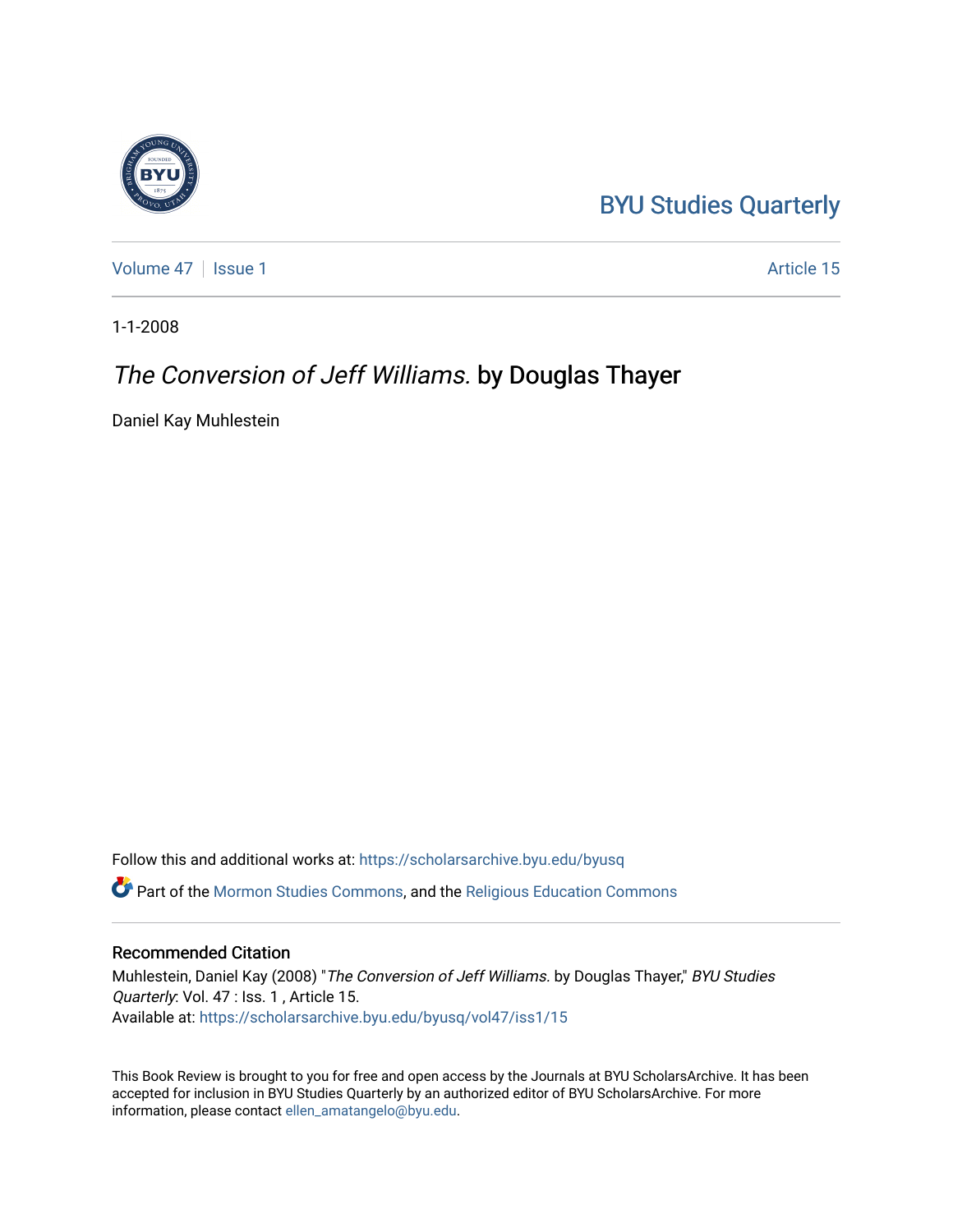BYU Studies Quarterly

Volume 47 | Issue 1 | Article 15

1-1-2008

# *The Conversion of Jeff Williams.* by Douglas Thayer

Daniel Kay Muhlestein

Follow this and additional works at: https://scholarsarchive.byu.edu/byusq

Part of the Mormon Studies Commons, and the Religious Education Commons

## Recommended Citation

Muhlestein, Daniel Kay (2008) "*The Conversion of Jeff Williams.* by Douglas Thayer," *BYU Studies Quarterly*: Vol. 47 : Iss. 1 , Article 15.
Available at: https://scholarsarchive.byu.edu/byusq/vol47/iss1/15

This Book Review is brought to you for free and open access by the Journals at BYU ScholarsArchive. It has been accepted for inclusion in BYU Studies Quarterly by an authorized editor of BYU ScholarsArchive. For more information, please contact ellen_amatangelo@byu.edu.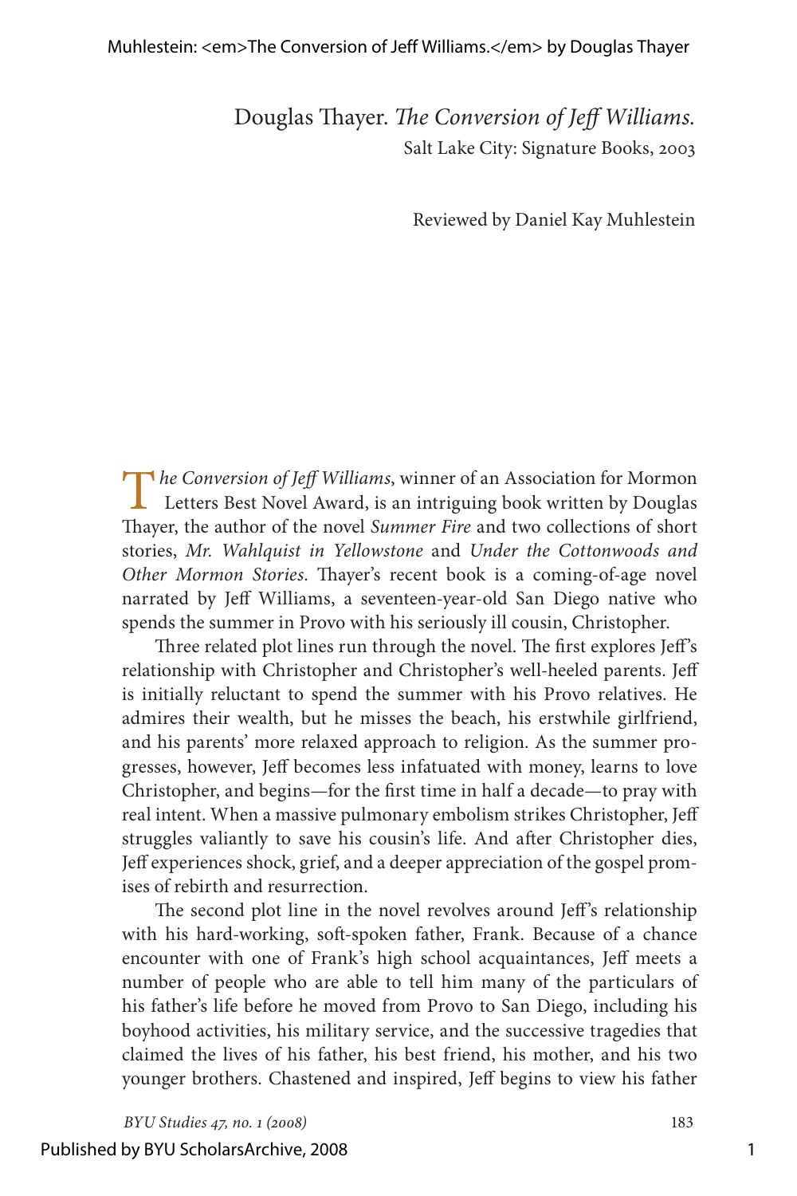Douglas Thayer. *The Conversion of Jeff Williams.*
Salt Lake City: Signature Books, 2003

Reviewed by Daniel Kay Muhlestein

*The Conversion of Jeff Williams*, winner of an Association for Mormon Letters Best Novel Award, is an intriguing book written by Douglas Thayer, the author of the novel *Summer Fire* and two collections of short stories, *Mr. Wahlquist in Yellowstone* and *Under the Cottonwoods and Other Mormon Stories*. Thayer's recent book is a coming-of-age novel narrated by Jeff Williams, a seventeen-year-old San Diego native who spends the summer in Provo with his seriously ill cousin, Christopher.

Three related plot lines run through the novel. The first explores Jeff's relationship with Christopher and Christopher's well-heeled parents. Jeff is initially reluctant to spend the summer with his Provo relatives. He admires their wealth, but he misses the beach, his erstwhile girlfriend, and his parents' more relaxed approach to religion. As the summer progresses, however, Jeff becomes less infatuated with money, learns to love Christopher, and begins—for the first time in half a decade—to pray with real intent. When a massive pulmonary embolism strikes Christopher, Jeff struggles valiantly to save his cousin's life. And after Christopher dies, Jeff experiences shock, grief, and a deeper appreciation of the gospel promises of rebirth and resurrection.

The second plot line in the novel revolves around Jeff's relationship with his hard-working, soft-spoken father, Frank. Because of a chance encounter with one of Frank's high school acquaintances, Jeff meets a number of people who are able to tell him many of the particulars of his father's life before he moved from Provo to San Diego, including his boyhood activities, his military service, and the successive tragedies that claimed the lives of his father, his best friend, his mother, and his two younger brothers. Chastened and inspired, Jeff begins to view his father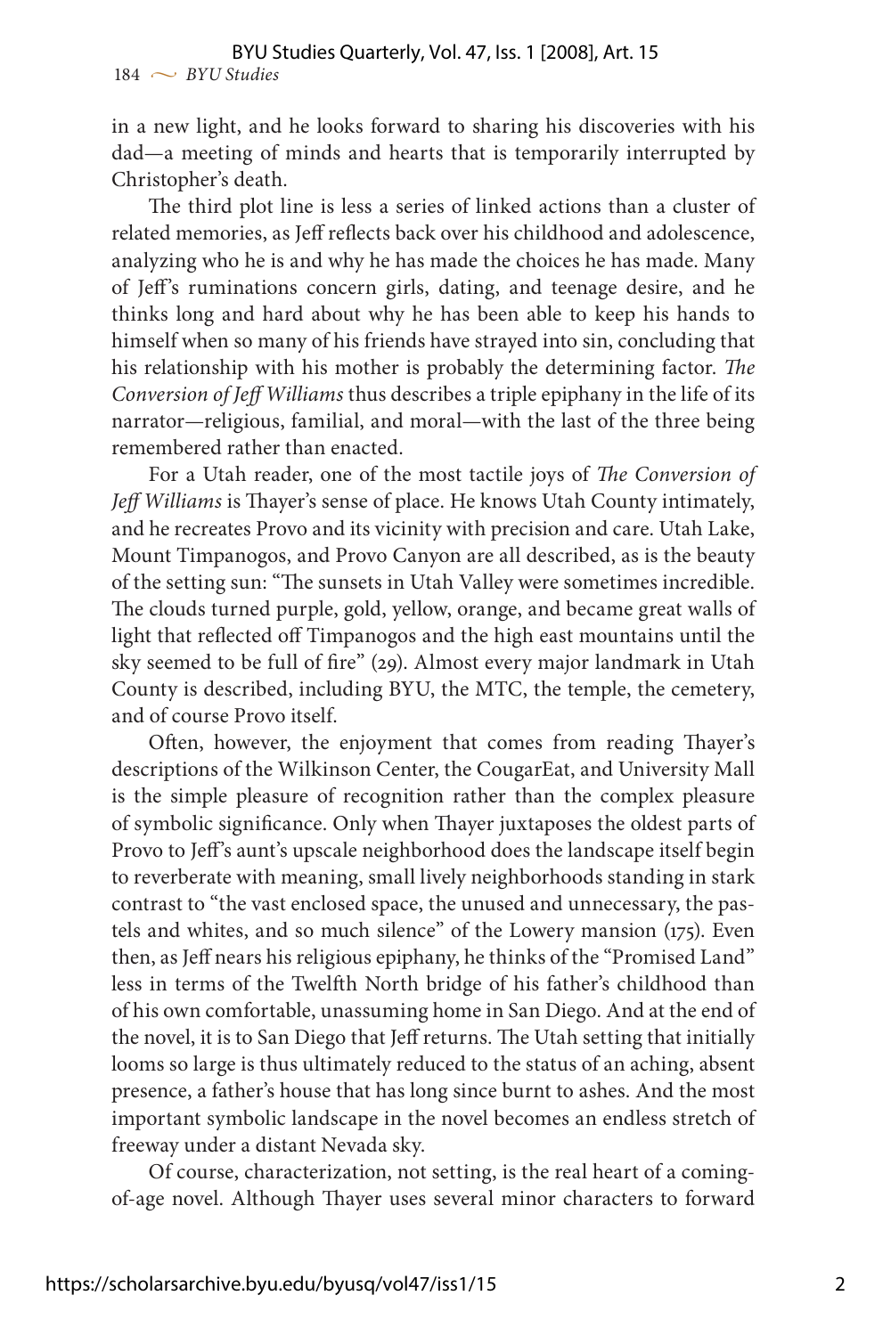in a new light, and he looks forward to sharing his discoveries with his dad—a meeting of minds and hearts that is temporarily interrupted by Christopher's death.

The third plot line is less a series of linked actions than a cluster of related memories, as Jeff reflects back over his childhood and adolescence, analyzing who he is and why he has made the choices he has made. Many of Jeff's ruminations concern girls, dating, and teenage desire, and he thinks long and hard about why he has been able to keep his hands to himself when so many of his friends have strayed into sin, concluding that his relationship with his mother is probably the determining factor. *The Conversion of Jeff Williams* thus describes a triple epiphany in the life of its narrator—religious, familial, and moral—with the last of the three being remembered rather than enacted.

For a Utah reader, one of the most tactile joys of *The Conversion of Jeff Williams* is Thayer's sense of place. He knows Utah County intimately, and he recreates Provo and its vicinity with precision and care. Utah Lake, Mount Timpanogos, and Provo Canyon are all described, as is the beauty of the setting sun: "The sunsets in Utah Valley were sometimes incredible. The clouds turned purple, gold, yellow, orange, and became great walls of light that reflected off Timpanogos and the high east mountains until the sky seemed to be full of fire" (29). Almost every major landmark in Utah County is described, including BYU, the MTC, the temple, the cemetery, and of course Provo itself.

Often, however, the enjoyment that comes from reading Thayer's descriptions of the Wilkinson Center, the CougarEat, and University Mall is the simple pleasure of recognition rather than the complex pleasure of symbolic significance. Only when Thayer juxtaposes the oldest parts of Provo to Jeff's aunt's upscale neighborhood does the landscape itself begin to reverberate with meaning, small lively neighborhoods standing in stark contrast to "the vast enclosed space, the unused and unnecessary, the pastels and whites, and so much silence" of the Lowery mansion (175). Even then, as Jeff nears his religious epiphany, he thinks of the "Promised Land" less in terms of the Twelfth North bridge of his father's childhood than of his own comfortable, unassuming home in San Diego. And at the end of the novel, it is to San Diego that Jeff returns. The Utah setting that initially looms so large is thus ultimately reduced to the status of an aching, absent presence, a father's house that has long since burnt to ashes. And the most important symbolic landscape in the novel becomes an endless stretch of freeway under a distant Nevada sky.

Of course, characterization, not setting, is the real heart of a coming-of-age novel. Although Thayer uses several minor characters to forward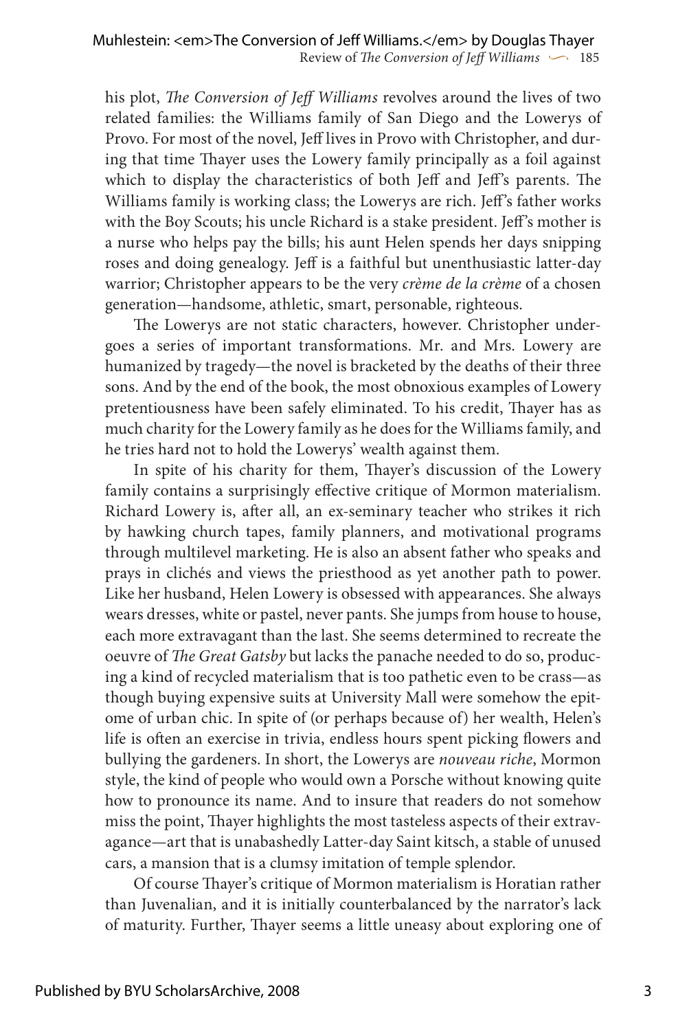his plot, *The Conversion of Jeff Williams* revolves around the lives of two related families: the Williams family of San Diego and the Lowerys of Provo. For most of the novel, Jeff lives in Provo with Christopher, and during that time Thayer uses the Lowery family principally as a foil against which to display the characteristics of both Jeff and Jeff's parents. The Williams family is working class; the Lowerys are rich. Jeff's father works with the Boy Scouts; his uncle Richard is a stake president. Jeff's mother is a nurse who helps pay the bills; his aunt Helen spends her days snipping roses and doing genealogy. Jeff is a faithful but unenthusiastic latter-day warrior; Christopher appears to be the very *crème de la crème* of a chosen generation—handsome, athletic, smart, personable, righteous.

The Lowerys are not static characters, however. Christopher undergoes a series of important transformations. Mr. and Mrs. Lowery are humanized by tragedy—the novel is bracketed by the deaths of their three sons. And by the end of the book, the most obnoxious examples of Lowery pretentiousness have been safely eliminated. To his credit, Thayer has as much charity for the Lowery family as he does for the Williams family, and he tries hard not to hold the Lowerys' wealth against them.

In spite of his charity for them, Thayer's discussion of the Lowery family contains a surprisingly effective critique of Mormon materialism. Richard Lowery is, after all, an ex-seminary teacher who strikes it rich by hawking church tapes, family planners, and motivational programs through multilevel marketing. He is also an absent father who speaks and prays in clichés and views the priesthood as yet another path to power. Like her husband, Helen Lowery is obsessed with appearances. She always wears dresses, white or pastel, never pants. She jumps from house to house, each more extravagant than the last. She seems determined to recreate the oeuvre of *The Great Gatsby* but lacks the panache needed to do so, producing a kind of recycled materialism that is too pathetic even to be crass—as though buying expensive suits at University Mall were somehow the epitome of urban chic. In spite of (or perhaps because of) her wealth, Helen's life is often an exercise in trivia, endless hours spent picking flowers and bullying the gardeners. In short, the Lowerys are *nouveau riche*, Mormon style, the kind of people who would own a Porsche without knowing quite how to pronounce its name. And to insure that readers do not somehow miss the point, Thayer highlights the most tasteless aspects of their extravagance—art that is unabashedly Latter-day Saint kitsch, a stable of unused cars, a mansion that is a clumsy imitation of temple splendor.

Of course Thayer's critique of Mormon materialism is Horatian rather than Juvenalian, and it is initially counterbalanced by the narrator's lack of maturity. Further, Thayer seems a little uneasy about exploring one of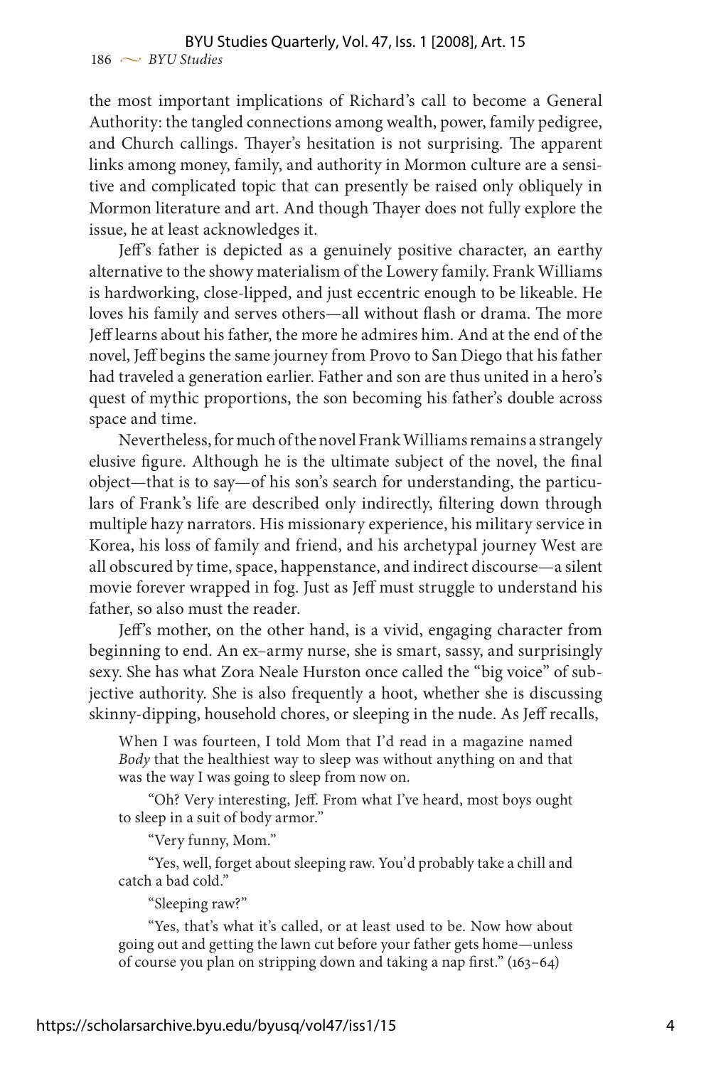the most important implications of Richard's call to become a General Authority: the tangled connections among wealth, power, family pedigree, and Church callings. Thayer's hesitation is not surprising. The apparent links among money, family, and authority in Mormon culture are a sensitive and complicated topic that can presently be raised only obliquely in Mormon literature and art. And though Thayer does not fully explore the issue, he at least acknowledges it.

Jeff's father is depicted as a genuinely positive character, an earthy alternative to the showy materialism of the Lowery family. Frank Williams is hardworking, close-lipped, and just eccentric enough to be likeable. He loves his family and serves others—all without flash or drama. The more Jeff learns about his father, the more he admires him. And at the end of the novel, Jeff begins the same journey from Provo to San Diego that his father had traveled a generation earlier. Father and son are thus united in a hero's quest of mythic proportions, the son becoming his father's double across space and time.

Nevertheless, for much of the novel Frank Williams remains a strangely elusive figure. Although he is the ultimate subject of the novel, the final object—that is to say—of his son's search for understanding, the particulars of Frank's life are described only indirectly, filtering down through multiple hazy narrators. His missionary experience, his military service in Korea, his loss of family and friend, and his archetypal journey West are all obscured by time, space, happenstance, and indirect discourse—a silent movie forever wrapped in fog. Just as Jeff must struggle to understand his father, so also must the reader.

Jeff's mother, on the other hand, is a vivid, engaging character from beginning to end. An ex–army nurse, she is smart, sassy, and surprisingly sexy. She has what Zora Neale Hurston once called the "big voice" of subjective authority. She is also frequently a hoot, whether she is discussing skinny-dipping, household chores, or sleeping in the nude. As Jeff recalls,

> When I was fourteen, I told Mom that I'd read in a magazine named *Body* that the healthiest way to sleep was without anything on and that was the way I was going to sleep from now on.
>
> "Oh? Very interesting, Jeff. From what I've heard, most boys ought to sleep in a suit of body armor."
>
> "Very funny, Mom."
>
> "Yes, well, forget about sleeping raw. You'd probably take a chill and catch a bad cold."
>
> "Sleeping raw?"
>
> "Yes, that's what it's called, or at least used to be. Now how about going out and getting the lawn cut before your father gets home—unless of course you plan on stripping down and taking a nap first." (163–64)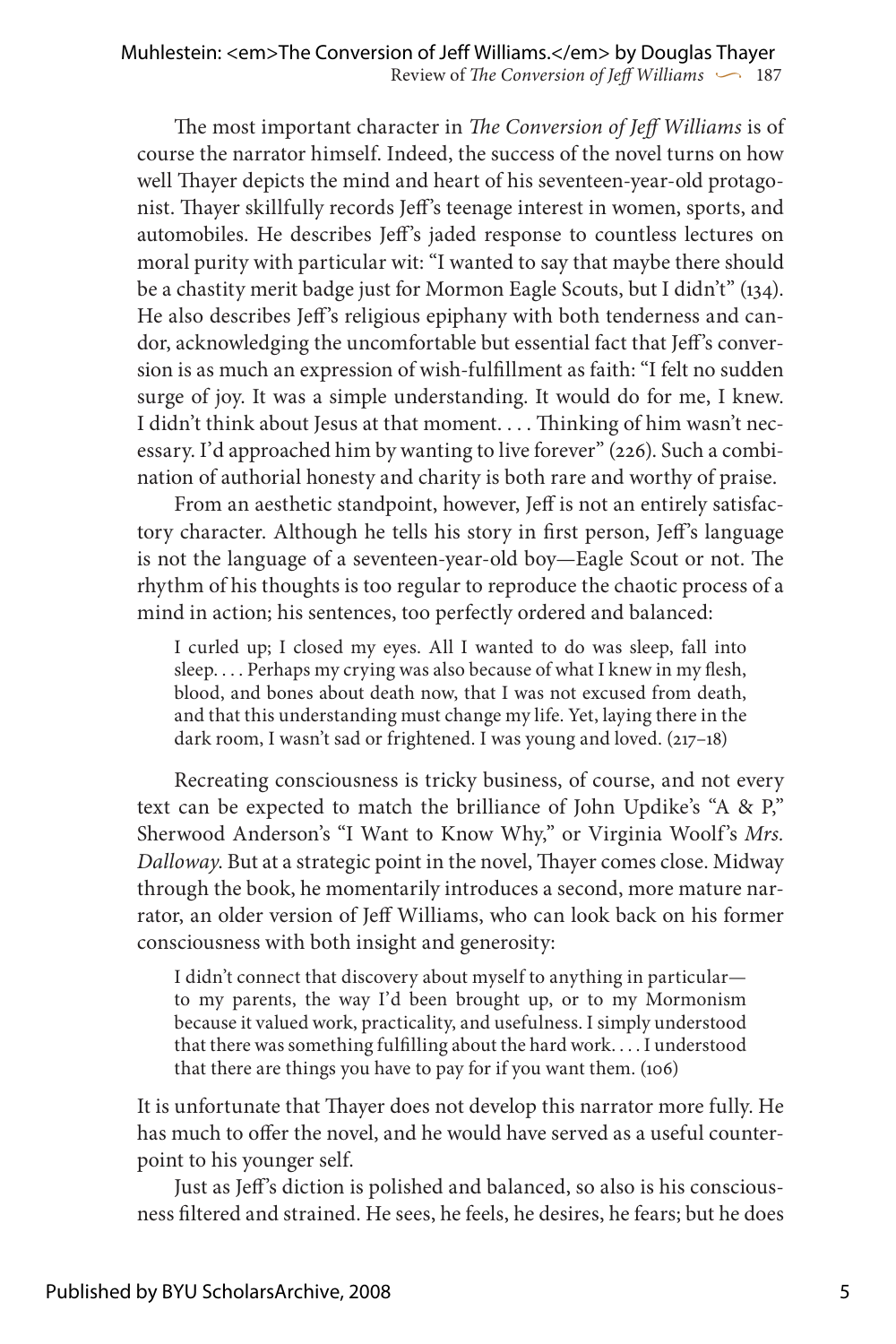The most important character in *The Conversion of Jeff Williams* is of course the narrator himself. Indeed, the success of the novel turns on how well Thayer depicts the mind and heart of his seventeen-year-old protagonist. Thayer skillfully records Jeff's teenage interest in women, sports, and automobiles. He describes Jeff's jaded response to countless lectures on moral purity with particular wit: "I wanted to say that maybe there should be a chastity merit badge just for Mormon Eagle Scouts, but I didn't" (134). He also describes Jeff's religious epiphany with both tenderness and candor, acknowledging the uncomfortable but essential fact that Jeff's conversion is as much an expression of wish-fulfillment as faith: "I felt no sudden surge of joy. It was a simple understanding. It would do for me, I knew. I didn't think about Jesus at that moment. . . . Thinking of him wasn't necessary. I'd approached him by wanting to live forever" (226). Such a combination of authorial honesty and charity is both rare and worthy of praise.

From an aesthetic standpoint, however, Jeff is not an entirely satisfactory character. Although he tells his story in first person, Jeff's language is not the language of a seventeen-year-old boy—Eagle Scout or not. The rhythm of his thoughts is too regular to reproduce the chaotic process of a mind in action; his sentences, too perfectly ordered and balanced:

> I curled up; I closed my eyes. All I wanted to do was sleep, fall into sleep. . . . Perhaps my crying was also because of what I knew in my flesh, blood, and bones about death now, that I was not excused from death, and that this understanding must change my life. Yet, laying there in the dark room, I wasn't sad or frightened. I was young and loved. (217–18)

Recreating consciousness is tricky business, of course, and not every text can be expected to match the brilliance of John Updike's "A & P," Sherwood Anderson's "I Want to Know Why," or Virginia Woolf's *Mrs. Dalloway*. But at a strategic point in the novel, Thayer comes close. Midway through the book, he momentarily introduces a second, more mature narrator, an older version of Jeff Williams, who can look back on his former consciousness with both insight and generosity:

> I didn't connect that discovery about myself to anything in particular—to my parents, the way I'd been brought up, or to my Mormonism because it valued work, practicality, and usefulness. I simply understood that there was something fulfilling about the hard work. . . . I understood that there are things you have to pay for if you want them. (106)

It is unfortunate that Thayer does not develop this narrator more fully. He has much to offer the novel, and he would have served as a useful counterpoint to his younger self.

Just as Jeff's diction is polished and balanced, so also is his consciousness filtered and strained. He sees, he feels, he desires, he fears; but he does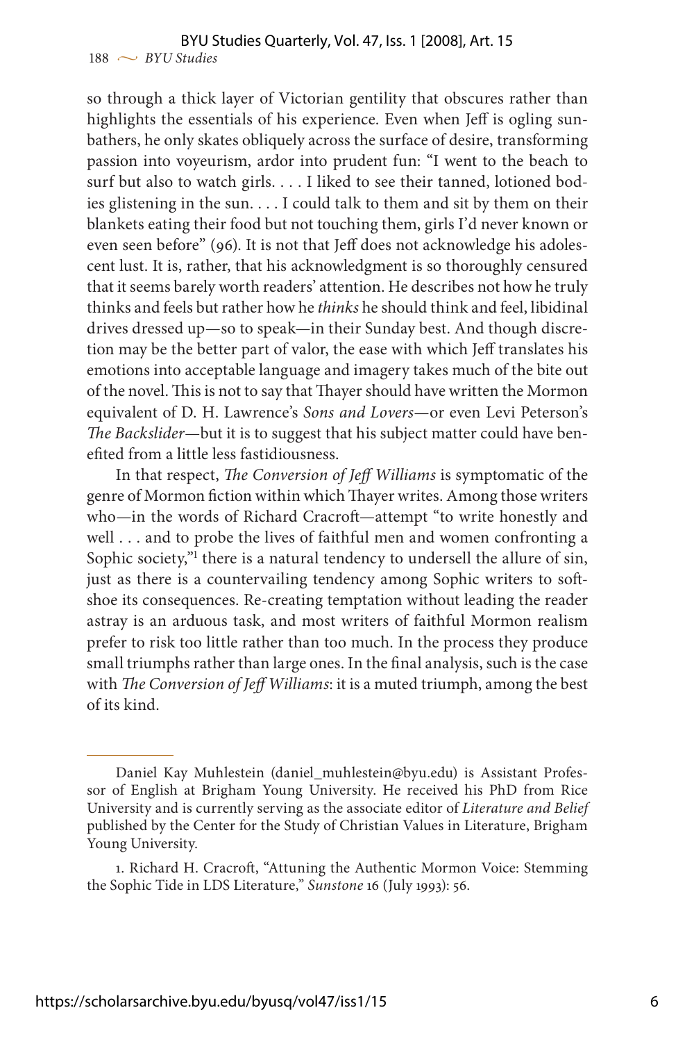so through a thick layer of Victorian gentility that obscures rather than highlights the essentials of his experience. Even when Jeff is ogling sunbathers, he only skates obliquely across the surface of desire, transforming passion into voyeurism, ardor into prudent fun: "I went to the beach to surf but also to watch girls. . . . I liked to see their tanned, lotioned bodies glistening in the sun. . . . I could talk to them and sit by them on their blankets eating their food but not touching them, girls I'd never known or even seen before" (96). It is not that Jeff does not acknowledge his adolescent lust. It is, rather, that his acknowledgment is so thoroughly censured that it seems barely worth readers' attention. He describes not how he truly thinks and feels but rather how he *thinks* he should think and feel, libidinal drives dressed up—so to speak—in their Sunday best. And though discretion may be the better part of valor, the ease with which Jeff translates his emotions into acceptable language and imagery takes much of the bite out of the novel. This is not to say that Thayer should have written the Mormon equivalent of D. H. Lawrence's *Sons and Lovers*—or even Levi Peterson's *The Backslider*—but it is to suggest that his subject matter could have benefited from a little less fastidiousness.

In that respect, *The Conversion of Jeff Williams* is symptomatic of the genre of Mormon fiction within which Thayer writes. Among those writers who—in the words of Richard Cracroft—attempt "to write honestly and well . . . and to probe the lives of faithful men and women confronting a Sophic society,"[1] there is a natural tendency to undersell the allure of sin, just as there is a countervailing tendency among Sophic writers to soft-shoe its consequences. Re-creating temptation without leading the reader astray is an arduous task, and most writers of faithful Mormon realism prefer to risk too little rather than too much. In the process they produce small triumphs rather than large ones. In the final analysis, such is the case with *The Conversion of Jeff Williams*: it is a muted triumph, among the best of its kind.

---

Daniel Kay Muhlestein (daniel_muhlestein@byu.edu) is Assistant Professor of English at Brigham Young University. He received his PhD from Rice University and is currently serving as the associate editor of *Literature and Belief* published by the Center for the Study of Christian Values in Literature, Brigham Young University.

1. Richard H. Cracroft, "Attuning the Authentic Mormon Voice: Stemming the Sophic Tide in LDS Literature," *Sunstone* 16 (July 1993): 56.